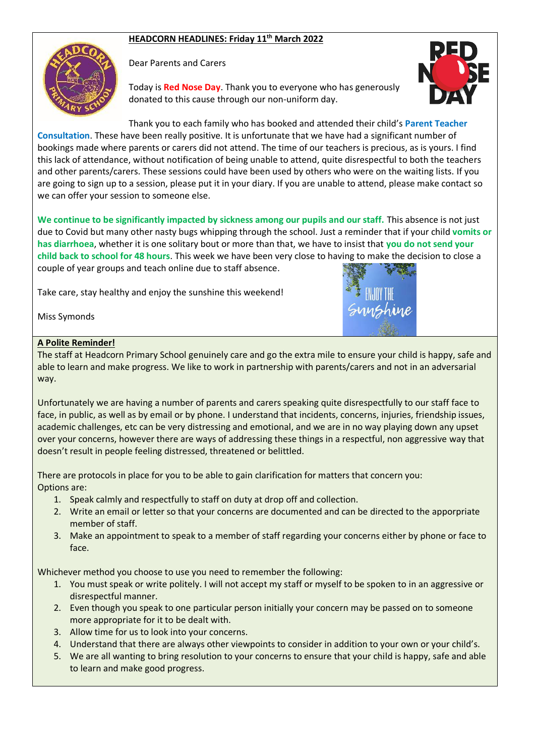# HEADCORN HEADLINES: Friday 11th March 2022

Dear Parents and Carers

Today is **Red Nose Day**. Thank you to everyone who has generously donated to this cause through our non-uniform day.

Thank you to each family who has booked and attended their child's **Parent Teacher Consultation**. These have been really positive. It is unfortunate that we have had a significant number of bookings made where parents or carers did not attend. The time of our teachers is precious, as is yours. I find this lack of attendance, without notification of being unable to attend, quite disrespectful to both the teachers and other parents/carers. These sessions could have been used by others who were on the waiting lists. If you are going to sign up to a session, please put it in your diary. If you are unable to attend, please make contact so we can offer your session to someone else.

**We continue to be significantly impacted by sickness among our pupils and our staff.** This absence is not just due to Covid but many other nasty bugs whipping through the school. Just a reminder that if your child **vomits or has diarrhoea**, whether it is one solitary bout or more than that, we have to insist that **you do not send your child back to school for 48 hours**. This week we have been very close to having to make the decision to close a couple of year groups and teach online due to staff absence.

Take care, stay healthy and enjoy the sunshine this weekend!

Miss Symonds

## A Polite Reminder!

The staff at Headcorn Primary School genuinely care and go the extra mile to ensure your child is happy, safe and able to learn and make progress. We like to work in partnership with parents/carers and not in an adversarial way.

Unfortunately we are having a number of parents and carers speaking quite disrespectfully to our staff face to face, in public, as well as by email or by phone. I understand that incidents, concerns, injuries, friendship issues, academic challenges, etc can be very distressing and emotional, and we are in no way playing down any upset over your concerns, however there are ways of addressing these things in a respectful, non aggressive way that doesn't result in people feeling distressed, threatened or belittled.

There are protocols in place for you to be able to gain clarification for matters that concern you:
Options are:

1. Speak calmly and respectfully to staff on duty at drop off and collection.
2. Write an email or letter so that your concerns are documented and can be directed to the appropriate member of staff.
3. Make an appointment to speak to a member of staff regarding your concerns either by phone or face to face.

Whichever method you choose to use you need to remember the following:

1. You must speak or write politely. I will not accept my staff or myself to be spoken to in an aggressive or disrespectful manner.
2. Even though you speak to one particular person initially your concern may be passed on to someone more appropriate for it to be dealt with.
3. Allow time for us to look into your concerns.
4. Understand that there are always other viewpoints to consider in addition to your own or your child's.
5. We are all wanting to bring resolution to your concerns to ensure that your child is happy, safe and able to learn and make good progress.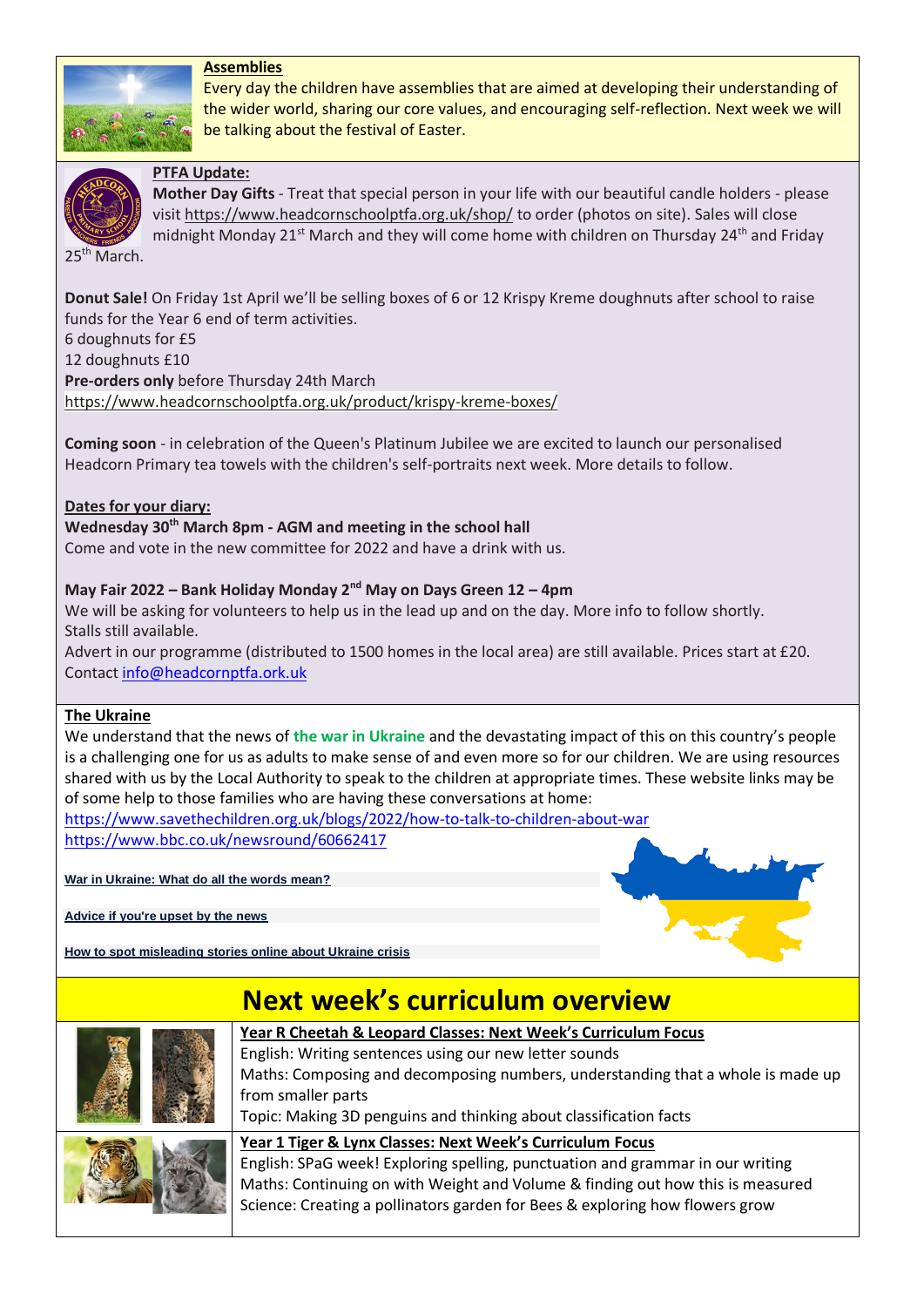**Assemblies**

Every day the children have assemblies that are aimed at developing their understanding of the wider world, sharing our core values, and encouraging self-reflection. Next week we will be talking about the festival of Easter.

**PTFA Update:**

**Mother Day Gifts** - Treat that special person in your life with our beautiful candle holders - please visit https://www.headcornschoolptfa.org.uk/shop/ to order (photos on site). Sales will close midnight Monday 21st March and they will come home with children on Thursday 24th and Friday 25th March.

**Donut Sale!** On Friday 1st April we'll be selling boxes of 6 or 12 Krispy Kreme doughnuts after school to raise funds for the Year 6 end of term activities.
6 doughnuts for £5
12 doughnuts £10
**Pre-orders only** before Thursday 24th March
https://www.headcornschoolptfa.org.uk/product/krispy-kreme-boxes/

**Coming soon** - in celebration of the Queen's Platinum Jubilee we are excited to launch our personalised Headcorn Primary tea towels with the children's self-portraits next week. More details to follow.

**Dates for your diary:**

**Wednesday 30th March 8pm - AGM and meeting in the school hall**
Come and vote in the new committee for 2022 and have a drink with us.

**May Fair 2022 – Bank Holiday Monday 2nd May on Days Green 12 – 4pm**
We will be asking for volunteers to help us in the lead up and on the day. More info to follow shortly.
Stalls still available.
Advert in our programme (distributed to 1500 homes in the local area) are still available. Prices start at £20. Contact info@headcornptfa.ork.uk

**The Ukraine**

We understand that the news of **the war in Ukraine** and the devastating impact of this on this country's people is a challenging one for us as adults to make sense of and even more so for our children. We are using resources shared with us by the Local Authority to speak to the children at appropriate times. These website links may be of some help to those families who are having these conversations at home:
https://www.savethechildren.org.uk/blogs/2022/how-to-talk-to-children-about-war
https://www.bbc.co.uk/newsround/60662417

**War in Ukraine: What do all the words mean?**

**Advice if you're upset by the news**

**How to spot misleading stories online about Ukraine crisis**

## Next week's curriculum overview

**Year R Cheetah & Leopard Classes: Next Week's Curriculum Focus**
English: Writing sentences using our new letter sounds
Maths: Composing and decomposing numbers, understanding that a whole is made up from smaller parts
Topic: Making 3D penguins and thinking about classification facts

**Year 1 Tiger & Lynx Classes: Next Week's Curriculum Focus**
English: SPaG week! Exploring spelling, punctuation and grammar in our writing
Maths: Continuing on with Weight and Volume & finding out how this is measured
Science: Creating a pollinators garden for Bees & exploring how flowers grow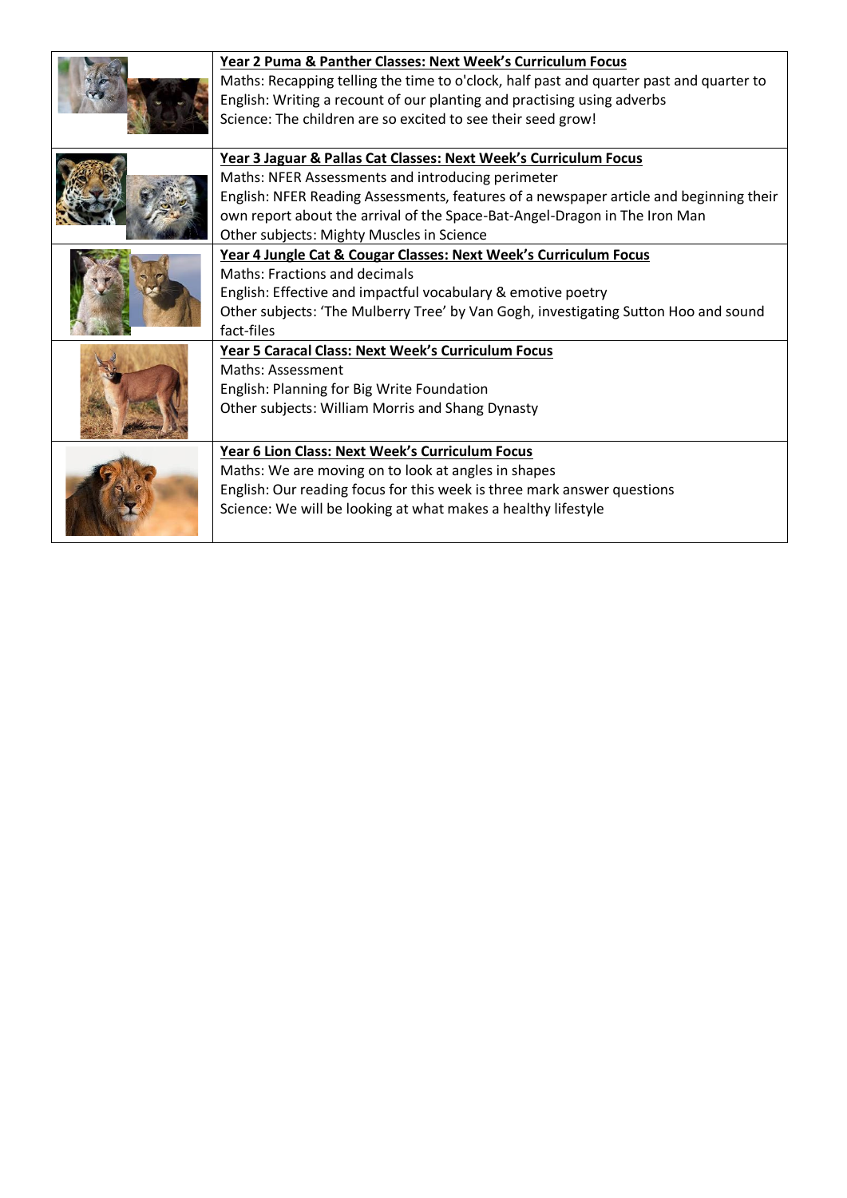| | |
|---|---|
| | **Year 2 Puma & Panther Classes: Next Week's Curriculum Focus**<br>Maths: Recapping telling the time to o'clock, half past and quarter past and quarter to<br>English: Writing a recount of our planting and practising using adverbs<br>Science: The children are so excited to see their seed grow! |
| | **Year 3 Jaguar & Pallas Cat Classes: Next Week's Curriculum Focus**<br>Maths: NFER Assessments and introducing perimeter<br>English: NFER Reading Assessments, features of a newspaper article and beginning their own report about the arrival of the Space-Bat-Angel-Dragon in The Iron Man<br>Other subjects: Mighty Muscles in Science |
| | **Year 4 Jungle Cat & Cougar Classes: Next Week's Curriculum Focus**<br>Maths: Fractions and decimals<br>English: Effective and impactful vocabulary & emotive poetry<br>Other subjects: 'The Mulberry Tree' by Van Gogh, investigating Sutton Hoo and sound fact-files |
| | **Year 5 Caracal Class: Next Week's Curriculum Focus**<br>Maths: Assessment<br>English: Planning for Big Write Foundation<br>Other subjects: William Morris and Shang Dynasty |
| | **Year 6 Lion Class: Next Week's Curriculum Focus**<br>Maths: We are moving on to look at angles in shapes<br>English: Our reading focus for this week is three mark answer questions<br>Science: We will be looking at what makes a healthy lifestyle |